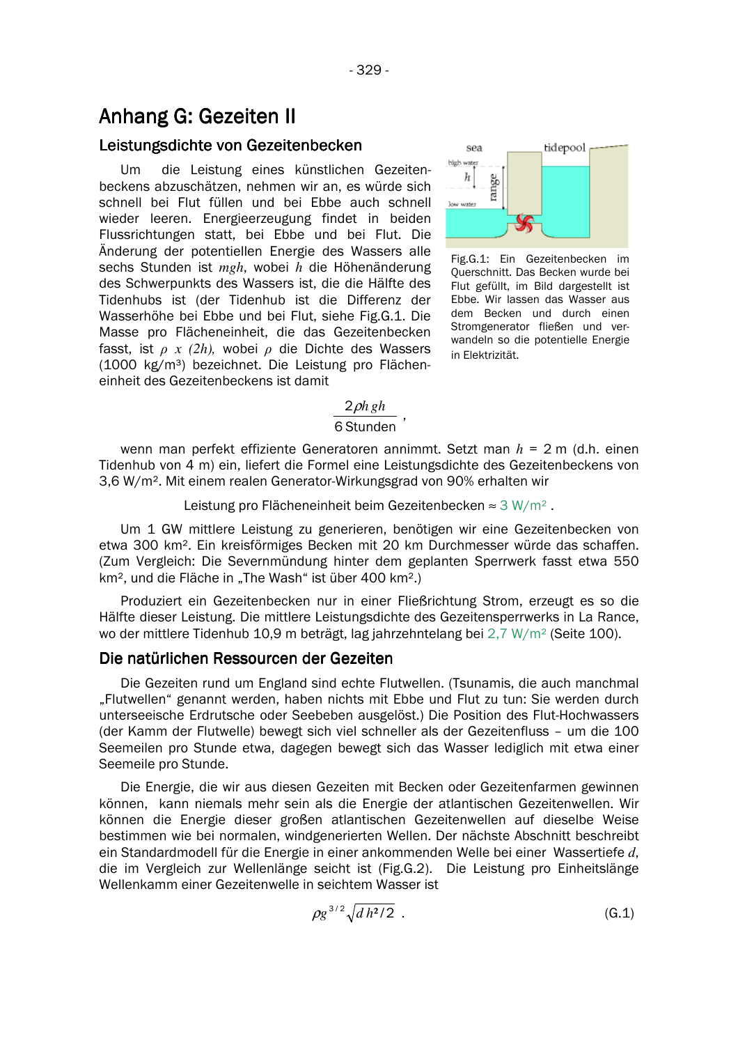# Anhang G: Gezeiten II

## Leistungsdichte von Gezeitenbecken

Um die Leistung eines künstlichen Gezeitenbeckens abzuschätzen, nehmen wir an, es würde sich schnell bei Flut füllen und bei Ebbe auch schnell wieder leeren. Energieerzeugung findet in beiden Flussrichtungen statt, bei Ebbe und bei Flut. Die Änderung der potentiellen Energie des Wassers alle sechs Stunden ist $mgh$, wobei $h$ die Höhenänderung des Schwerpunkts des Wassers ist, die die Hälfte des Tidenhubs ist (der Tidenhub ist die Differenz der Wasserhöhe bei Ebbe und bei Flut, siehe Fig.G.1. Die Masse pro Flächeneinheit, die das Gezeitenbecken fasst, ist $\rho \times (2h)$, wobei $\rho$ die Dichte des Wassers (1000 kg/m³) bezeichnet. Die Leistung pro Flächeneinheit des Gezeitenbeckens ist damit

Fig.G.1: Ein Gezeitenbecken im Querschnitt. Das Becken wurde bei Flut gefüllt, im Bild dargestellt ist Ebbe. Wir lassen das Wasser aus dem Becken und durch einen Stromgenerator fließen und verwandeln so die potentielle Energie in Elektrizität.

$$\frac{2\rho h\, gh}{6\ \text{Stunden}},$$

wenn man perfekt effiziente Generatoren annimmt. Setzt man $h$ = 2 m (d.h. einen Tidenhub von 4 m) ein, liefert die Formel eine Leistungsdichte des Gezeitenbeckens von 3,6 W/m². Mit einem realen Generator-Wirkungsgrad von 90% erhalten wir

Leistung pro Flächeneinheit beim Gezeitenbecken ≈ 3 W/m² .

Um 1 GW mittlere Leistung zu generieren, benötigen wir eine Gezeitenbecken von etwa 300 km². Ein kreisförmiges Becken mit 20 km Durchmesser würde das schaffen. (Zum Vergleich: Die Severnmündung hinter dem geplanten Sperrwerk fasst etwa 550 km², und die Fläche in „The Wash" ist über 400 km².)

Produziert ein Gezeitenbecken nur in einer Fließrichtung Strom, erzeugt es so die Hälfte dieser Leistung. Die mittlere Leistungsdichte des Gezeitensperrwerks in La Rance, wo der mittlere Tidenhub 10,9 m beträgt, lag jahrzehntelang bei 2,7 W/m² (Seite 100).

## Die natürlichen Ressourcen der Gezeiten

Die Gezeiten rund um England sind echte Flutwellen. (Tsunamis, die auch manchmal „Flutwellen" genannt werden, haben nichts mit Ebbe und Flut zu tun: Sie werden durch unterseeische Erdrutsche oder Seebeben ausgelöst.) Die Position des Flut-Hochwassers (der Kamm der Flutwelle) bewegt sich viel schneller als der Gezeitenfluss – um die 100 Seemeilen pro Stunde etwa, dagegen bewegt sich das Wasser lediglich mit etwa einer Seemeile pro Stunde.

Die Energie, die wir aus diesen Gezeiten mit Becken oder Gezeitenfarmen gewinnen können, kann niemals mehr sein als die Energie der atlantischen Gezeitenwellen. Wir können die Energie dieser großen atlantischen Gezeitenwellen auf dieselbe Weise bestimmen wie bei normalen, windgenerierten Wellen. Der nächste Abschnitt beschreibt ein Standardmodell für die Energie in einer ankommenden Welle bei einer Wassertiefe $d$, die im Vergleich zur Wellenlänge seicht ist (Fig.G.2). Die Leistung pro Einheitslänge Wellenkamm einer Gezeitenwelle in seichtem Wasser ist

$$\rho g^{3/2}\sqrt{d}\, h^2/2\ . \tag{G.1}$$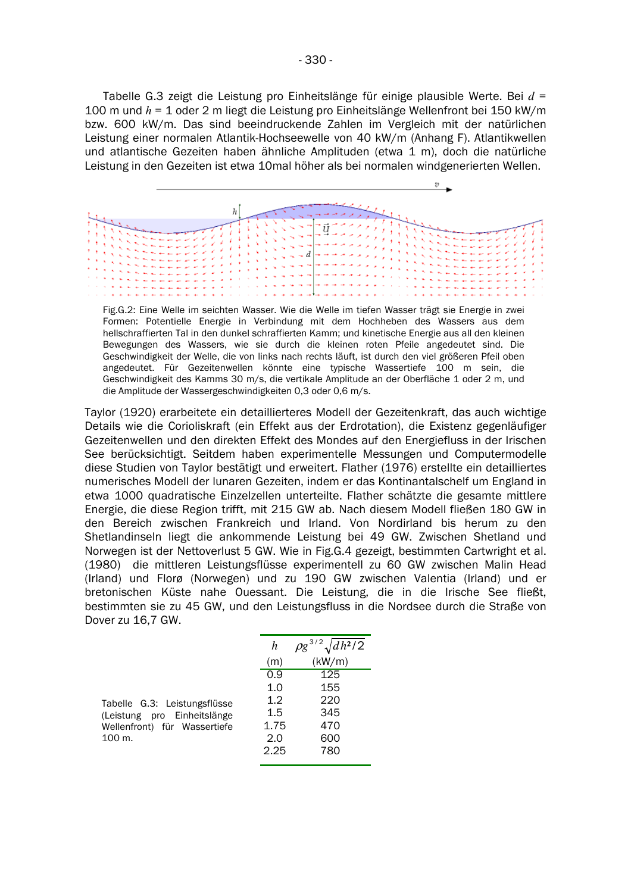Tabelle G.3 zeigt die Leistung pro Einheitslänge für einige plausible Werte. Bei $d$ = 100 m und $h$ = 1 oder 2 m liegt die Leistung pro Einheitslänge Wellenfront bei 150 kW/m bzw. 600 kW/m. Das sind beeindruckende Zahlen im Vergleich mit der natürlichen Leistung einer normalen Atlantik-Hochseewelle von 40 kW/m (Anhang F). Atlantikwellen und atlantische Gezeiten haben ähnliche Amplituden (etwa 1 m), doch die natürliche Leistung in den Gezeiten ist etwa 10mal höher als bei normalen windgenerierten Wellen.

Fig.G.2: Eine Welle im seichten Wasser. Wie die Welle im tiefen Wasser trägt sie Energie in zwei Formen: Potentielle Energie in Verbindung mit dem Hochheben des Wassers aus dem hellschraffierten Tal in den dunkel schraffierten Kamm; und kinetische Energie aus all den kleinen Bewegungen des Wassers, wie sie durch die kleinen roten Pfeile angedeutet sind. Die Geschwindigkeit der Welle, die von links nach rechts läuft, ist durch den viel größeren Pfeil oben angedeutet. Für Gezeitenwellen könnte eine typische Wassertiefe 100 m sein, die Geschwindigkeit des Kamms 30 m/s, die vertikale Amplitude an der Oberfläche 1 oder 2 m, und die Amplitude der Wassergeschwindigkeiten 0,3 oder 0,6 m/s.

Taylor (1920) erarbeitete ein detaillierteres Modell der Gezeitenkraft, das auch wichtige Details wie die Corioliskraft (ein Effekt aus der Erdrotation), die Existenz gegenläufiger Gezeitenwellen und den direkten Effekt des Mondes auf den Energiefluss in der Irischen See berücksichtigt. Seitdem haben experimentelle Messungen und Computermodelle diese Studien von Taylor bestätigt und erweitert. Flather (1976) erstellte ein detailliertes numerisches Modell der lunaren Gezeiten, indem er das Kontinantalschelf um England in etwa 1000 quadratische Einzelzellen unterteilte. Flather schätzte die gesamte mittlere Energie, die diese Region trifft, mit 215 GW ab. Nach diesem Modell fließen 180 GW in den Bereich zwischen Frankreich und Irland. Von Nordirland bis herum zu den Shetlandinseln liegt die ankommende Leistung bei 49 GW. Zwischen Shetland und Norwegen ist der Nettoverlust 5 GW. Wie in Fig.G.4 gezeigt, bestimmten Cartwright et al. (1980) die mittleren Leistungsflüsse experimentell zu 60 GW zwischen Malin Head (Irland) und Florø (Norwegen) und zu 190 GW zwischen Valentia (Irland) und er bretonischen Küste nahe Ouessant. Die Leistung, die in die Irische See fließt, bestimmten sie zu 45 GW, und den Leistungsfluss in die Nordsee durch die Straße von Dover zu 16,7 GW.

| $h$ (m) | $\rho g^{3/2}\sqrt{d}h^2/2$ (kW/m) |
|---|---|
| 0.9 | 125 |
| 1.0 | 155 |
| 1.2 | 220 |
| 1.5 | 345 |
| 1.75 | 470 |
| 2.0 | 600 |
| 2.25 | 780 |

Tabelle G.3: Leistungsflüsse (Leistung pro Einheitslänge Wellenfront) für Wassertiefe 100 m.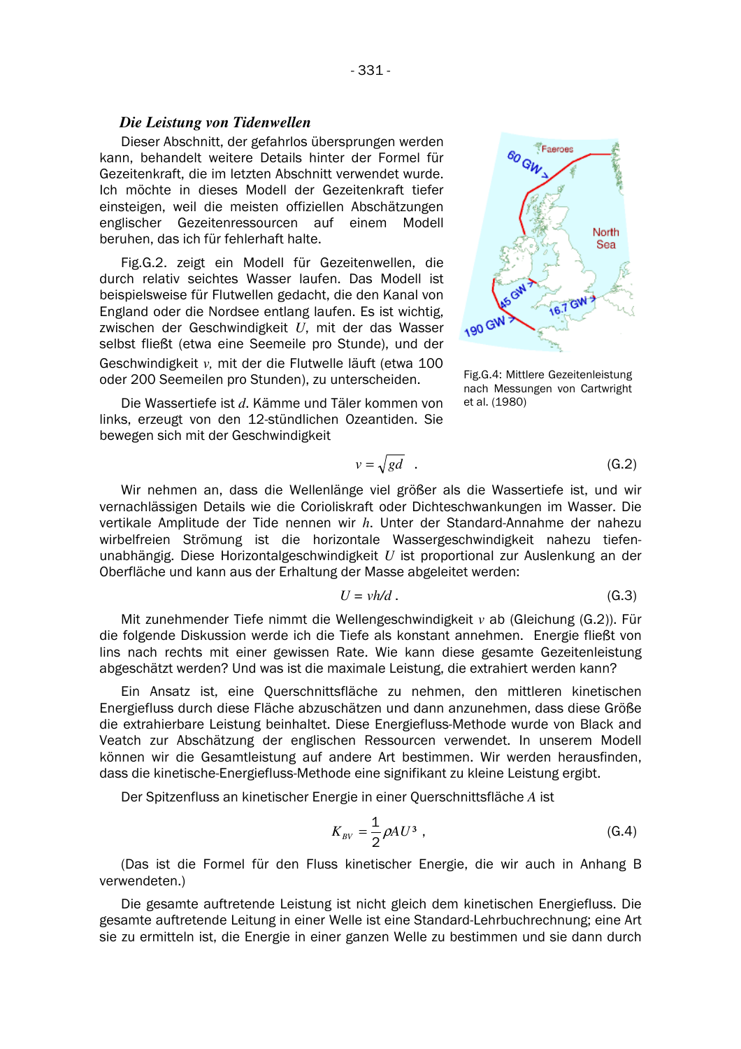### *Die Leistung von Tidenwellen*

Dieser Abschnitt, der gefahrlos übersprungen werden kann, behandelt weitere Details hinter der Formel für Gezeitenkraft, die im letzten Abschnitt verwendet wurde. Ich möchte in dieses Modell der Gezeitenkraft tiefer einsteigen, weil die meisten offiziellen Abschätzungen englischer Gezeitenressourcen auf einem Modell beruhen, das ich für fehlerhaft halte.

Fig.G.2. zeigt ein Modell für Gezeitenwellen, die durch relativ seichtes Wasser laufen. Das Modell ist beispielsweise für Flutwellen gedacht, die den Kanal von England oder die Nordsee entlang laufen. Es ist wichtig, zwischen der Geschwindigkeit $U$, mit der das Wasser selbst fließt (etwa eine Seemeile pro Stunde), und der Geschwindigkeit $v$, mit der die Flutwelle läuft (etwa 100 oder 200 Seemeilen pro Stunden), zu unterscheiden.

Fig.G.4: Mittlere Gezeitenleistung nach Messungen von Cartwright et al. (1980)

Die Wassertiefe ist $d$. Kämme und Täler kommen von links, erzeugt von den 12-stündlichen Ozeantiden. Sie bewegen sich mit der Geschwindigkeit

$$v = \sqrt{gd} \quad . \tag{G.2}$$

Wir nehmen an, dass die Wellenlänge viel größer als die Wassertiefe ist, und wir vernachlässigen Details wie die Corioliskraft oder Dichteschwankungen im Wasser. Die vertikale Amplitude der Tide nennen wir $h$. Unter der Standard-Annahme der nahezu wirbelfreien Strömung ist die horizontale Wassergeschwindigkeit nahezu tiefenunabhängig. Diese Horizontalgeschwindigkeit $U$ ist proportional zur Auslenkung an der Oberfläche und kann aus der Erhaltung der Masse abgeleitet werden:

$$U = vh/d \, . \tag{G.3}$$

Mit zunehmender Tiefe nimmt die Wellengeschwindigkeit $v$ ab (Gleichung (G.2)). Für die folgende Diskussion werde ich die Tiefe als konstant annehmen. Energie fließt von lins nach rechts mit einer gewissen Rate. Wie kann diese gesamte Gezeitenleistung abgeschätzt werden? Und was ist die maximale Leistung, die extrahiert werden kann?

Ein Ansatz ist, eine Querschnittsfläche zu nehmen, den mittleren kinetischen Energiefluss durch diese Fläche abzuschätzen und dann anzunehmen, dass diese Größe die extrahierbare Leistung beinhaltet. Diese Energiefluss-Methode wurde von Black and Veatch zur Abschätzung der englischen Ressourcen verwendet. In unserem Modell können wir die Gesamtleistung auf andere Art bestimmen. Wir werden herausfinden, dass die kinetische-Energiefluss-Methode eine signifikant zu kleine Leistung ergibt.

Der Spitzenfluss an kinetischer Energie in einer Querschnittsfläche $A$ ist

$$K_{BV} = \frac{1}{2}\rho A U^3 \, , \tag{G.4}$$

(Das ist die Formel für den Fluss kinetischer Energie, die wir auch in Anhang B verwendeten.)

Die gesamte auftretende Leistung ist nicht gleich dem kinetischen Energiefluss. Die gesamte auftretende Leitung in einer Welle ist eine Standard-Lehrbuchrechnung; eine Art sie zu ermitteln ist, die Energie in einer ganzen Welle zu bestimmen und sie dann durch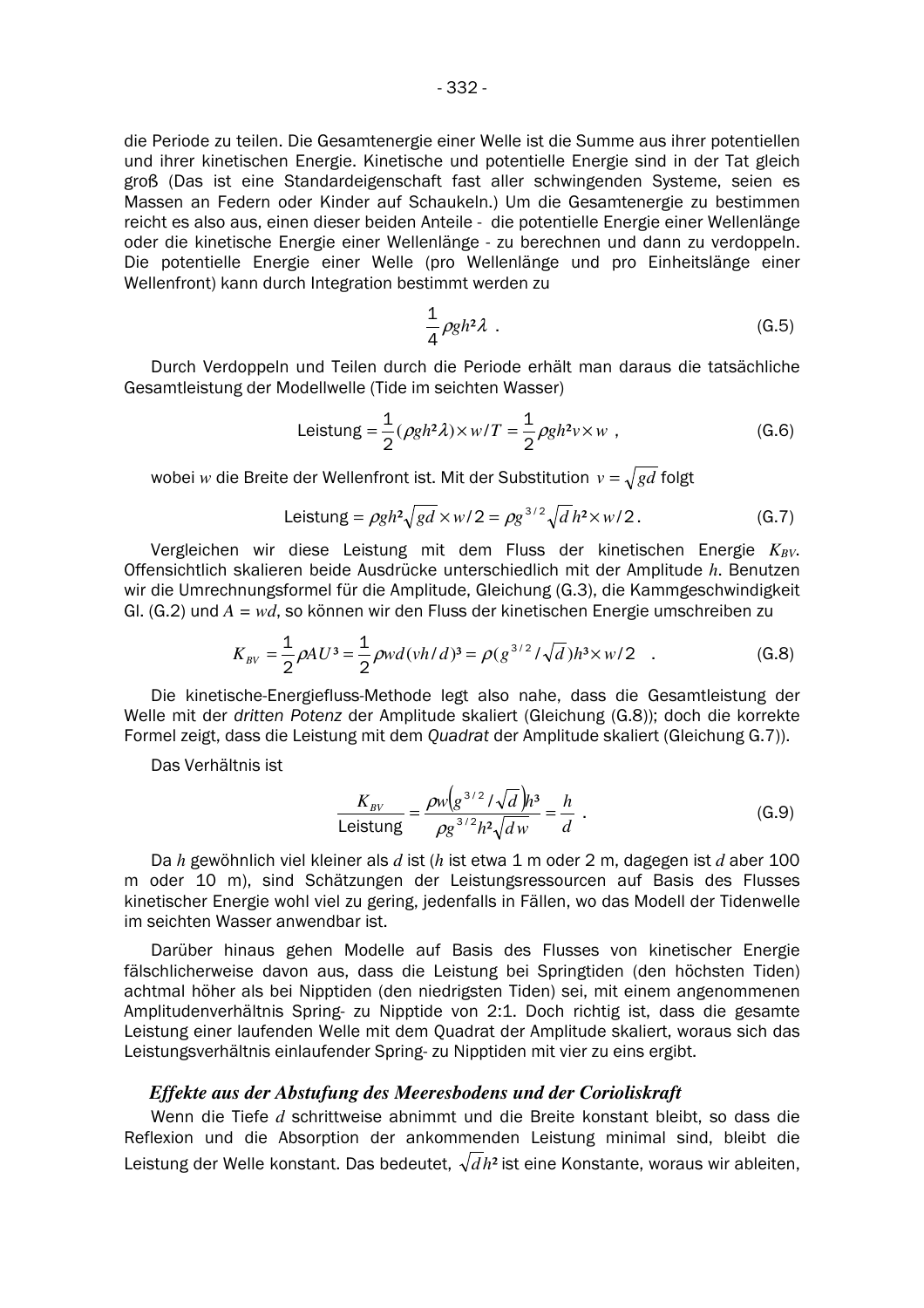die Periode zu teilen. Die Gesamtenergie einer Welle ist die Summe aus ihrer potentiellen und ihrer kinetischen Energie. Kinetische und potentielle Energie sind in der Tat gleich groß (Das ist eine Standardeigenschaft fast aller schwingenden Systeme, seien es Massen an Federn oder Kinder auf Schaukeln.) Um die Gesamtenergie zu bestimmen reicht es also aus, einen dieser beiden Anteile - die potentielle Energie einer Wellenlänge oder die kinetische Energie einer Wellenlänge - zu berechnen und dann zu verdoppeln. Die potentielle Energie einer Welle (pro Wellenlänge und pro Einheitslänge einer Wellenfront) kann durch Integration bestimmt werden zu

$$\frac{1}{4}\rho g h^2 \lambda \ . \tag{G.5}$$

Durch Verdoppeln und Teilen durch die Periode erhält man daraus die tatsächliche Gesamtleistung der Modellwelle (Tide im seichten Wasser)

$$\text{Leistung} = \frac{1}{2}(\rho g h^2 \lambda)\times w / T = \frac{1}{2}\rho g h^2 v \times w \ , \tag{G.6}$$

wobei $w$ die Breite der Wellenfront ist. Mit der Substitution $v = \sqrt{gd}$ folgt

$$\text{Leistung} = \rho g h^2 \sqrt{gd} \times w/2 = \rho g^{3/2}\sqrt{d}\, h^2 \times w/2 \, . \tag{G.7}$$

Vergleichen wir diese Leistung mit dem Fluss der kinetischen Energie $K_{BV}$. Offensichtlich skalieren beide Ausdrücke unterschiedlich mit der Amplitude $h$. Benutzen wir die Umrechnungsformel für die Amplitude, Gleichung (G.3), die Kammgeschwindigkeit Gl. (G.2) und $A = wd$, so können wir den Fluss der kinetischen Energie umschreiben zu

$$K_{BV} = \frac{1}{2}\rho A U^3 = \frac{1}{2}\rho w d (vh/d)^3 = \rho (g^{3/2}/\sqrt{d}) h^3 \times w/2 \quad . \tag{G.8}$$

Die kinetische-Energiefluss-Methode legt also nahe, dass die Gesamtleistung der Welle mit der *dritten Potenz* der Amplitude skaliert (Gleichung (G.8)); doch die korrekte Formel zeigt, dass die Leistung mit dem *Quadrat* der Amplitude skaliert (Gleichung G.7)).

Das Verhältnis ist

$$\frac{K_{BV}}{\text{Leistung}} = \frac{\rho w \left(g^{3/2}/\sqrt{d}\right) h^3}{\rho g^{3/2} h^2 \sqrt{d}\, w} = \frac{h}{d} \ . \tag{G.9}$$

Da $h$ gewöhnlich viel kleiner als $d$ ist ($h$ ist etwa 1 m oder 2 m, dagegen ist $d$ aber 100 m oder 10 m), sind Schätzungen der Leistungsressourcen auf Basis des Flusses kinetischer Energie wohl viel zu gering, jedenfalls in Fällen, wo das Modell der Tidenwelle im seichten Wasser anwendbar ist.

Darüber hinaus gehen Modelle auf Basis des Flusses von kinetischer Energie fälschlicherweise davon aus, dass die Leistung bei Springtiden (den höchsten Tiden) achtmal höher als bei Nipptiden (den niedrigsten Tiden) sei, mit einem angenommenen Amplitudenverhältnis Spring- zu Nipptide von 2:1. Doch richtig ist, dass die gesamte Leistung einer laufenden Welle mit dem Quadrat der Amplitude skaliert, woraus sich das Leistungsverhältnis einlaufender Spring- zu Nipptiden mit vier zu eins ergibt.

### *Effekte aus der Abstufung des Meeresbodens und der Corioliskraft*

Wenn die Tiefe $d$ schrittweise abnimmt und die Breite konstant bleibt, so dass die Reflexion und die Absorption der ankommenden Leistung minimal sind, bleibt die Leistung der Welle konstant. Das bedeutet, $\sqrt{d}\, h^2$ ist eine Konstante, woraus wir ableiten,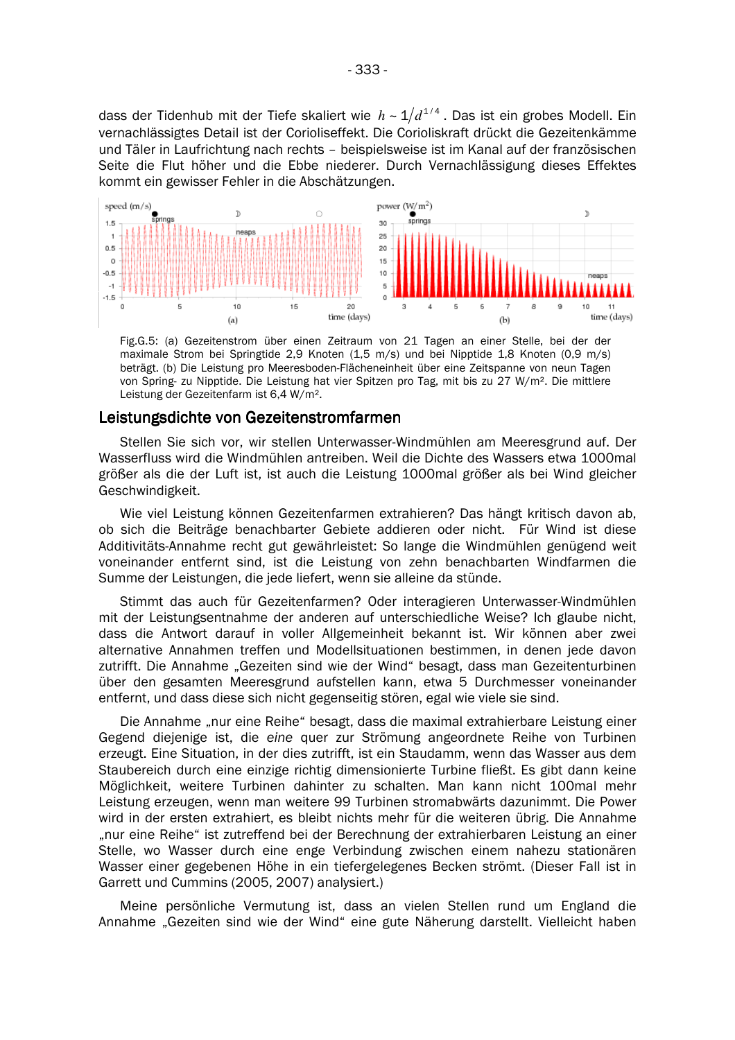dass der Tidenhub mit der Tiefe skaliert wie $h \sim 1/d^{1/4}$. Das ist ein grobes Modell. Ein vernachlässigtes Detail ist der Corioliseffekt. Die Corioliskraft drückt die Gezeitenkämme und Täler in Laufrichtung nach rechts – beispielsweise ist im Kanal auf der französischen Seite die Flut höher und die Ebbe niederer. Durch Vernachlässigung dieses Effektes kommt ein gewisser Fehler in die Abschätzungen.

Fig.G.5: (a) Gezeitenstrom über einen Zeitraum von 21 Tagen an einer Stelle, bei der der maximale Strom bei Springtide 2,9 Knoten (1,5 m/s) und bei Nipptide 1,8 Knoten (0,9 m/s) beträgt. (b) Die Leistung pro Meeresboden-Flächeneinheit über eine Zeitspanne von neun Tagen von Spring- zu Nipptide. Die Leistung hat vier Spitzen pro Tag, mit bis zu 27 W/m². Die mittlere Leistung der Gezeitenfarm ist 6,4 W/m².

## Leistungsdichte von Gezeitenstromfarmen

Stellen Sie sich vor, wir stellen Unterwasser-Windmühlen am Meeresgrund auf. Der Wasserfluss wird die Windmühlen antreiben. Weil die Dichte des Wassers etwa 1000mal größer als die der Luft ist, ist auch die Leistung 1000mal größer als bei Wind gleicher Geschwindigkeit.

Wie viel Leistung können Gezeitenfarmen extrahieren? Das hängt kritisch davon ab, ob sich die Beiträge benachbarter Gebiete addieren oder nicht. Für Wind ist diese Additivitäts-Annahme recht gut gewährleistet: So lange die Windmühlen genügend weit voneinander entfernt sind, ist die Leistung von zehn benachbarten Windfarmen die Summe der Leistungen, die jede liefert, wenn sie alleine da stünde.

Stimmt das auch für Gezeitenfarmen? Oder interagieren Unterwasser-Windmühlen mit der Leistungsentnahme der anderen auf unterschiedliche Weise? Ich glaube nicht, dass die Antwort darauf in voller Allgemeinheit bekannt ist. Wir können aber zwei alternative Annahmen treffen und Modellsituationen bestimmen, in denen jede davon zutrifft. Die Annahme „Gezeiten sind wie der Wind" besagt, dass man Gezeitenturbinen über den gesamten Meeresgrund aufstellen kann, etwa 5 Durchmesser voneinander entfernt, und dass diese sich nicht gegenseitig stören, egal wie viele sie sind.

Die Annahme „nur eine Reihe" besagt, dass die maximal extrahierbare Leistung einer Gegend diejenige ist, die *eine* quer zur Strömung angeordnete Reihe von Turbinen erzeugt. Eine Situation, in der dies zutrifft, ist ein Staudamm, wenn das Wasser aus dem Staubereich durch eine einzige richtig dimensionierte Turbine fließt. Es gibt dann keine Möglichkeit, weitere Turbinen dahinter zu schalten. Man kann nicht 100mal mehr Leistung erzeugen, wenn man weitere 99 Turbinen stromabwärts dazunimmt. Die Power wird in der ersten extrahiert, es bleibt nichts mehr für die weiteren übrig. Die Annahme „nur eine Reihe" ist zutreffend bei der Berechnung der extrahierbaren Leistung an einer Stelle, wo Wasser durch eine enge Verbindung zwischen einem nahezu stationären Wasser einer gegebenen Höhe in ein tiefergelegenes Becken strömt. (Dieser Fall ist in Garrett und Cummins (2005, 2007) analysiert.)

Meine persönliche Vermutung ist, dass an vielen Stellen rund um England die Annahme „Gezeiten sind wie der Wind" eine gute Näherung darstellt. Vielleicht haben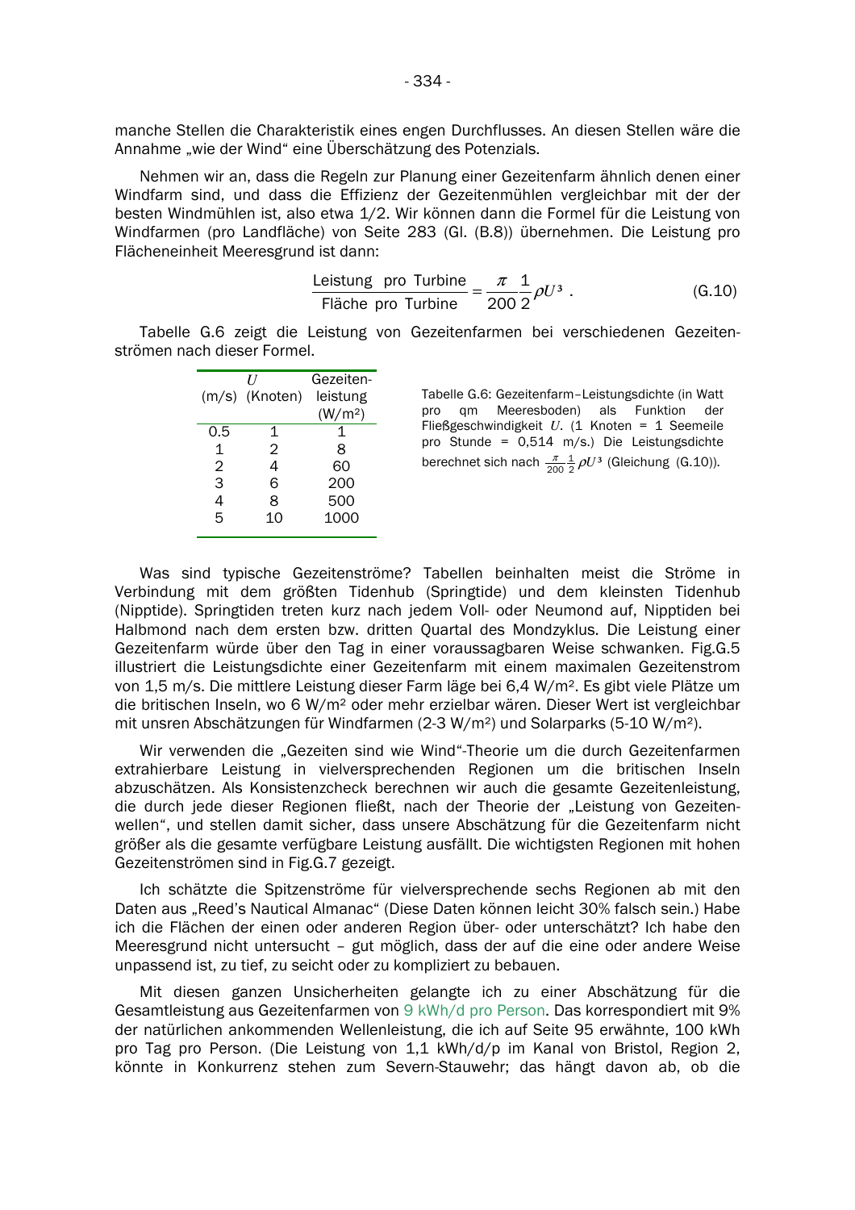manche Stellen die Charakteristik eines engen Durchflusses. An diesen Stellen wäre die Annahme „wie der Wind" eine Überschätzung des Potenzials.

Nehmen wir an, dass die Regeln zur Planung einer Gezeitenfarm ähnlich denen einer Windfarm sind, und dass die Effizienz der Gezeitenmühlen vergleichbar mit der der besten Windmühlen ist, also etwa 1/2. Wir können dann die Formel für die Leistung von Windfarmen (pro Landfläche) von Seite 283 (Gl. (B.8)) übernehmen. Die Leistung pro Flächeneinheit Meeresgrund ist dann:

$$\frac{\text{Leistung pro Turbine}}{\text{Fläche pro Turbine}} = \frac{\pi}{200}\frac{1}{2}\rho U^3 . \qquad \text{(G.10)}$$

Tabelle G.6 zeigt die Leistung von Gezeitenfarmen bei verschiedenen Gezeitenströmen nach dieser Formel.

| $U$ (m/s) | $U$ (Knoten) | Gezeitenleistung (W/m²) |
|---|---|---|
| 0.5 | 1 | 1 |
| 1 | 2 | 8 |
| 2 | 4 | 60 |
| 3 | 6 | 200 |
| 4 | 8 | 500 |
| 5 | 10 | 1000 |

Tabelle G.6: Gezeitenfarm–Leistungsdichte (in Watt pro qm Meeresboden) als Funktion der Fließgeschwindigkeit $U$. (1 Knoten = 1 Seemeile pro Stunde = 0,514 m/s.) Die Leistungsdichte berechnet sich nach $\frac{\pi}{200}\frac{1}{2}\rho U^3$ (Gleichung (G.10)).

Was sind typische Gezeitenströme? Tabellen beinhalten meist die Ströme in Verbindung mit dem größten Tidenhub (Springtide) und dem kleinsten Tidenhub (Nipptide). Springtiden treten kurz nach jedem Voll- oder Neumond auf, Nipptiden bei Halbmond nach dem ersten bzw. dritten Quartal des Mondzyklus. Die Leistung einer Gezeitenfarm würde über den Tag in einer voraussagbaren Weise schwanken. Fig.G.5 illustriert die Leistungsdichte einer Gezeitenfarm mit einem maximalen Gezeitenstrom von 1,5 m/s. Die mittlere Leistung dieser Farm läge bei 6,4 W/m². Es gibt viele Plätze um die britischen Inseln, wo 6 W/m² oder mehr erzielbar wären. Dieser Wert ist vergleichbar mit unsren Abschätzungen für Windfarmen (2-3 W/m²) und Solarparks (5-10 W/m²).

Wir verwenden die „Gezeiten sind wie Wind"-Theorie um die durch Gezeitenfarmen extrahierbare Leistung in vielversprechenden Regionen um die britischen Inseln abzuschätzen. Als Konsistenzcheck berechnen wir auch die gesamte Gezeitenleistung, die durch jede dieser Regionen fließt, nach der Theorie der „Leistung von Gezeitenwellen", und stellen damit sicher, dass unsere Abschätzung für die Gezeitenfarm nicht größer als die gesamte verfügbare Leistung ausfällt. Die wichtigsten Regionen mit hohen Gezeitenströmen sind in Fig.G.7 gezeigt.

Ich schätzte die Spitzenströme für vielversprechende sechs Regionen ab mit den Daten aus „Reed's Nautical Almanac" (Diese Daten können leicht 30% falsch sein.) Habe ich die Flächen der einen oder anderen Region über- oder unterschätzt? Ich habe den Meeresgrund nicht untersucht – gut möglich, dass der auf die eine oder andere Weise unpassend ist, zu tief, zu seicht oder zu kompliziert zu bebauen.

Mit diesen ganzen Unsicherheiten gelangte ich zu einer Abschätzung für die Gesamtleistung aus Gezeitenfarmen von 9 kWh/d pro Person. Das korrespondiert mit 9% der natürlichen ankommenden Wellenleistung, die ich auf Seite 95 erwähnte, 100 kWh pro Tag pro Person. (Die Leistung von 1,1 kWh/d/p im Kanal von Bristol, Region 2, könnte in Konkurrenz stehen zum Severn-Stauwehr; das hängt davon ab, ob die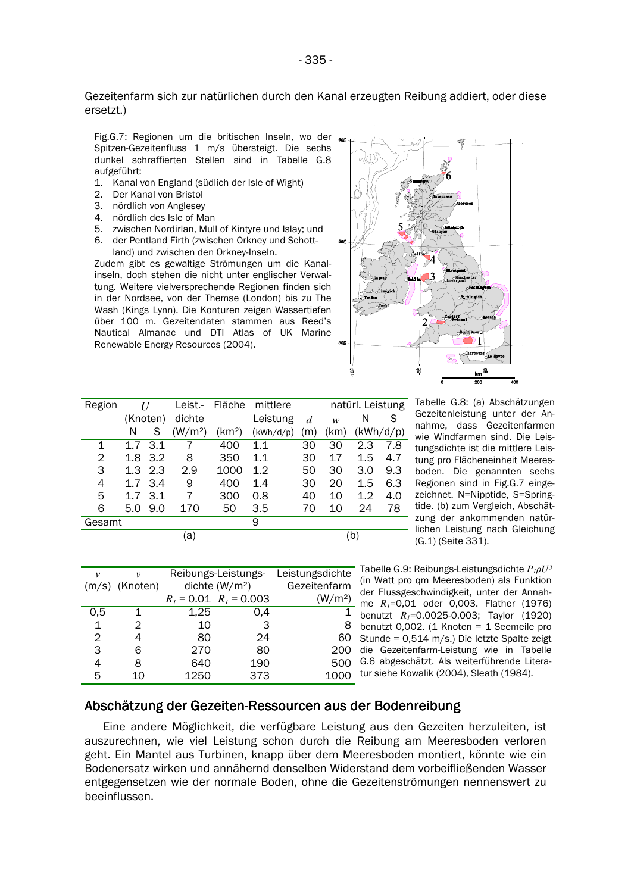Gezeitenfarm sich zur natürlichen durch den Kanal erzeugten Reibung addiert, oder diese ersetzt.)

Fig.G.7: Regionen um die britischen Inseln, wo der Spitzen-Gezeitenfluss 1 m/s übersteigt. Die sechs dunkel schraffierten Stellen sind in Tabelle G.8 aufgeführt:

1. Kanal von England (südlich der Isle of Wight)
2. Der Kanal von Bristol
3. nördlich von Anglesey
4. nördlich des Isle of Man
5. zwischen Nordirlan, Mull of Kintyre und Islay; und
6. der Pentland Firth (zwischen Orkney und Schottland) und zwischen den Orkney-Inseln.

Zudem gibt es gewaltige Strömungen um die Kanalinseln, doch stehen die nicht unter englischer Verwaltung. Weitere vielversprechende Regionen finden sich in der Nordsee, von der Themse (London) bis zu The Wash (Kings Lynn). Die Konturen zeigen Wassertiefen über 100 m. Gezeitendaten stammen aus Reed's Nautical Almanac und DTI Atlas of UK Marine Renewable Energy Resources (2004).

| Region | $U$ (Knoten) | | Leist.-dichte | Fläche | mittlere Leistung | natürl. Leistung | | | |
|---|---|---|---|---|---|---|---|---|---|
| | N | S | (W/m²) | (km²) | (kWh/d/p) | $d$ (m) | $w$ (km) | N (kWh/d/p) | S (kWh/d/p) |
| 1 | 1.7 | 3.1 | 7 | 400 | 1.1 | 30 | 30 | 2.3 | 7.8 |
| 2 | 1.8 | 3.2 | 8 | 350 | 1.1 | 30 | 17 | 1.5 | 4.7 |
| 3 | 1.3 | 2.3 | 2.9 | 1000 | 1.2 | 50 | 30 | 3.0 | 9.3 |
| 4 | 1.7 | 3.4 | 9 | 400 | 1.4 | 30 | 20 | 1.5 | 6.3 |
| 5 | 1.7 | 3.1 | 7 | 300 | 0.8 | 40 | 10 | 1.2 | 4.0 |
| 6 | 5.0 | 9.0 | 170 | 50 | 3.5 | 70 | 10 | 24 | 78 |
| Gesamt | | | | | 9 | | | | |

(a) (b)

Tabelle G.8: (a) Abschätzungen Gezeitenleistung unter der Annahme, dass Gezeitenfarmen wie Windfarmen sind. Die Leistungsdichte ist die mittlere Leistung pro Flächeneinheit Meeresboden. Die genannten sechs Regionen sind in Fig.G.7 eingezeichnet. N=Nipptide, S=Springtide. (b) zum Vergleich, Abschätzung der ankommenden natürlichen Leistung nach Gleichung (G.1) (Seite 331).

| $v$ (m/s) | $v$ (Knoten) | Reibungs-Leistungsdichte (W/m²) $R_1 = 0.01$ | Reibungs-Leistungsdichte (W/m²) $R_1 = 0.003$ | Leistungsdichte Gezeitenfarm (W/m²) |
|---|---|---|---|---|
| 0,5 | 1 | 1,25 | 0,4 | 1 |
| 1 | 2 | 10 | 3 | 8 |
| 2 | 4 | 80 | 24 | 60 |
| 3 | 6 | 270 | 80 | 200 |
| 4 | 8 | 640 | 190 | 500 |
| 5 | 10 | 1250 | 373 | 1000 |

Tabelle G.9: Reibungs-Leistungsdichte $R_1\rho U^3$ (in Watt pro qm Meeresboden) als Funktion der Flussgeschwindigkeit, unter der Annahme $R_1$=0,01 oder 0,003. Flather (1976) benutzt $R_1$=0,0025-0,003; Taylor (1920) benutzt 0,002. (1 Knoten = 1 Seemeile pro Stunde = 0,514 m/s.) Die letzte Spalte zeigt die Gezeitenfarm-Leistung wie in Tabelle G.6 abgeschätzt. Als weiterführende Literatur siehe Kowalik (2004), Sleath (1984).

## Abschätzung der Gezeiten-Ressourcen aus der Bodenreibung

Eine andere Möglichkeit, die verfügbare Leistung aus den Gezeiten herzuleiten, ist auszurechnen, wie viel Leistung schon durch die Reibung am Meeresboden verloren geht. Ein Mantel aus Turbinen, knapp über dem Meeresboden montiert, könnte wie ein Bodenersatz wirken und annähernd denselben Widerstand dem vorbeifließenden Wasser entgegensetzen wie der normale Boden, ohne die Gezeitenströmungen nennenswert zu beeinflussen.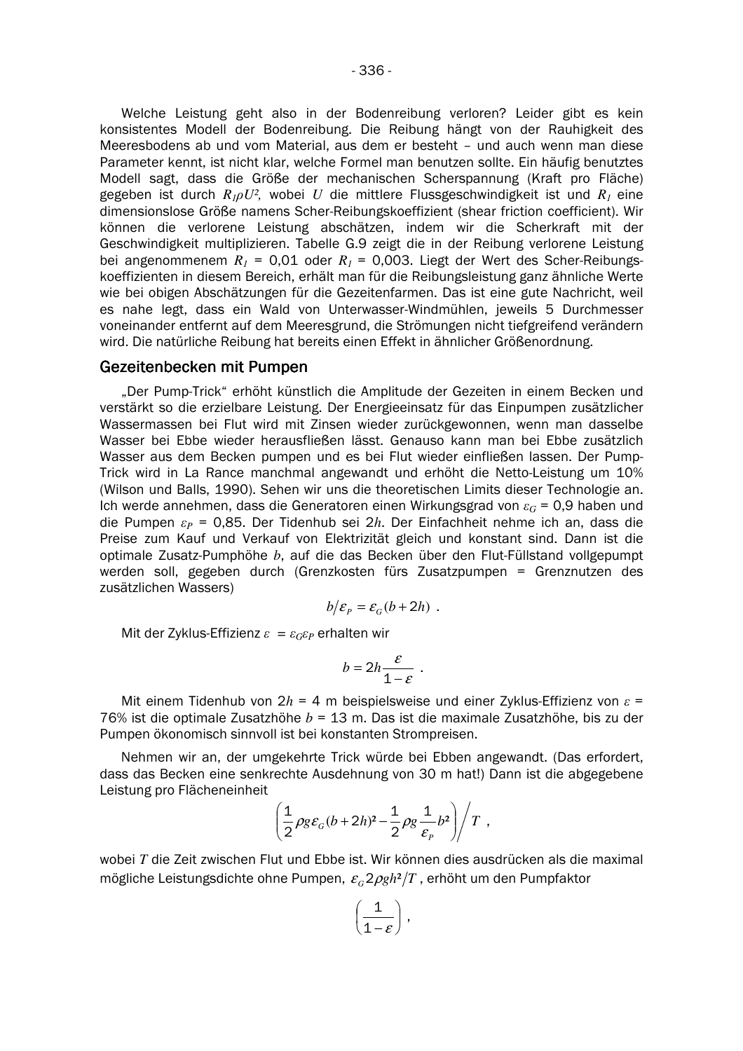Welche Leistung geht also in der Bodenreibung verloren? Leider gibt es kein konsistentes Modell der Bodenreibung. Die Reibung hängt von der Rauhigkeit des Meeresbodens ab und vom Material, aus dem er besteht – und auch wenn man diese Parameter kennt, ist nicht klar, welche Formel man benutzen sollte. Ein häufig benutztes Modell sagt, dass die Größe der mechanischen Scherspannung (Kraft pro Fläche) gegeben ist durch $R_1\rho U^2$, wobei $U$ die mittlere Flussgeschwindigkeit ist und $R_1$ eine dimensionslose Größe namens Scher-Reibungskoeffizient (shear friction coefficient). Wir können die verlorene Leistung abschätzen, indem wir die Scherkraft mit der Geschwindigkeit multiplizieren. Tabelle G.9 zeigt die in der Reibung verlorene Leistung bei angenommenem $R_1$ = 0,01 oder $R_1$ = 0,003. Liegt der Wert des Scher-Reibungskoeffizienten in diesem Bereich, erhält man für die Reibungsleistung ganz ähnliche Werte wie bei obigen Abschätzungen für die Gezeitenfarmen. Das ist eine gute Nachricht, weil es nahe legt, dass ein Wald von Unterwasser-Windmühlen, jeweils 5 Durchmesser voneinander entfernt auf dem Meeresgrund, die Strömungen nicht tiefgreifend verändern wird. Die natürliche Reibung hat bereits einen Effekt in ähnlicher Größenordnung.

## Gezeitenbecken mit Pumpen

„Der Pump-Trick" erhöht künstlich die Amplitude der Gezeiten in einem Becken und verstärkt so die erzielbare Leistung. Der Energieeinsatz für das Einpumpen zusätzlicher Wassermassen bei Flut wird mit Zinsen wieder zurückgewonnen, wenn man dasselbe Wasser bei Ebbe wieder herausfließen lässt. Genauso kann man bei Ebbe zusätzlich Wasser aus dem Becken pumpen und es bei Flut wieder einfließen lassen. Der Pump-Trick wird in La Rance manchmal angewandt und erhöht die Netto-Leistung um 10% (Wilson und Balls, 1990). Sehen wir uns die theoretischen Limits dieser Technologie an. Ich werde annehmen, dass die Generatoren einen Wirkungsgrad von $\varepsilon_G$ = 0,9 haben und die Pumpen $\varepsilon_P$ = 0,85. Der Tidenhub sei $2h$. Der Einfachheit nehme ich an, dass die Preise zum Kauf und Verkauf von Elektrizität gleich und konstant sind. Dann ist die optimale Zusatz-Pumphöhe $b$, auf die das Becken über den Flut-Füllstand vollgepumpt werden soll, gegeben durch (Grenzkosten fürs Zusatzpumpen = Grenznutzen des zusätzlichen Wassers)

$$b/\varepsilon_P = \varepsilon_G(b+2h) \ .$$

Mit der Zyklus-Effizienz $\varepsilon = \varepsilon_G\varepsilon_P$ erhalten wir

$$b = 2h\frac{\varepsilon}{1-\varepsilon} \ .$$

Mit einem Tidenhub von $2h$ = 4 m beispielsweise und einer Zyklus-Effizienz von $\varepsilon$ = 76% ist die optimale Zusatzhöhe $b$ = 13 m. Das ist die maximale Zusatzhöhe, bis zu der Pumpen ökonomisch sinnvoll ist bei konstanten Strompreisen.

Nehmen wir an, der umgekehrte Trick würde bei Ebben angewandt. (Das erfordert, dass das Becken eine senkrechte Ausdehnung von 30 m hat!) Dann ist die abgegebene Leistung pro Flächeneinheit

$$\left(\frac{1}{2}\rho g\varepsilon_G(b+2h)^2 - \frac{1}{2}\rho g\frac{1}{\varepsilon_P}b^2\right)\Big/ T \ ,$$

wobei $T$ die Zeit zwischen Flut und Ebbe ist. Wir können dies ausdrücken als die maximal mögliche Leistungsdichte ohne Pumpen, $\varepsilon_G 2\rho g h^2/T$, erhöht um den Pumpfaktor

$$\left(\frac{1}{1-\varepsilon}\right) ,$$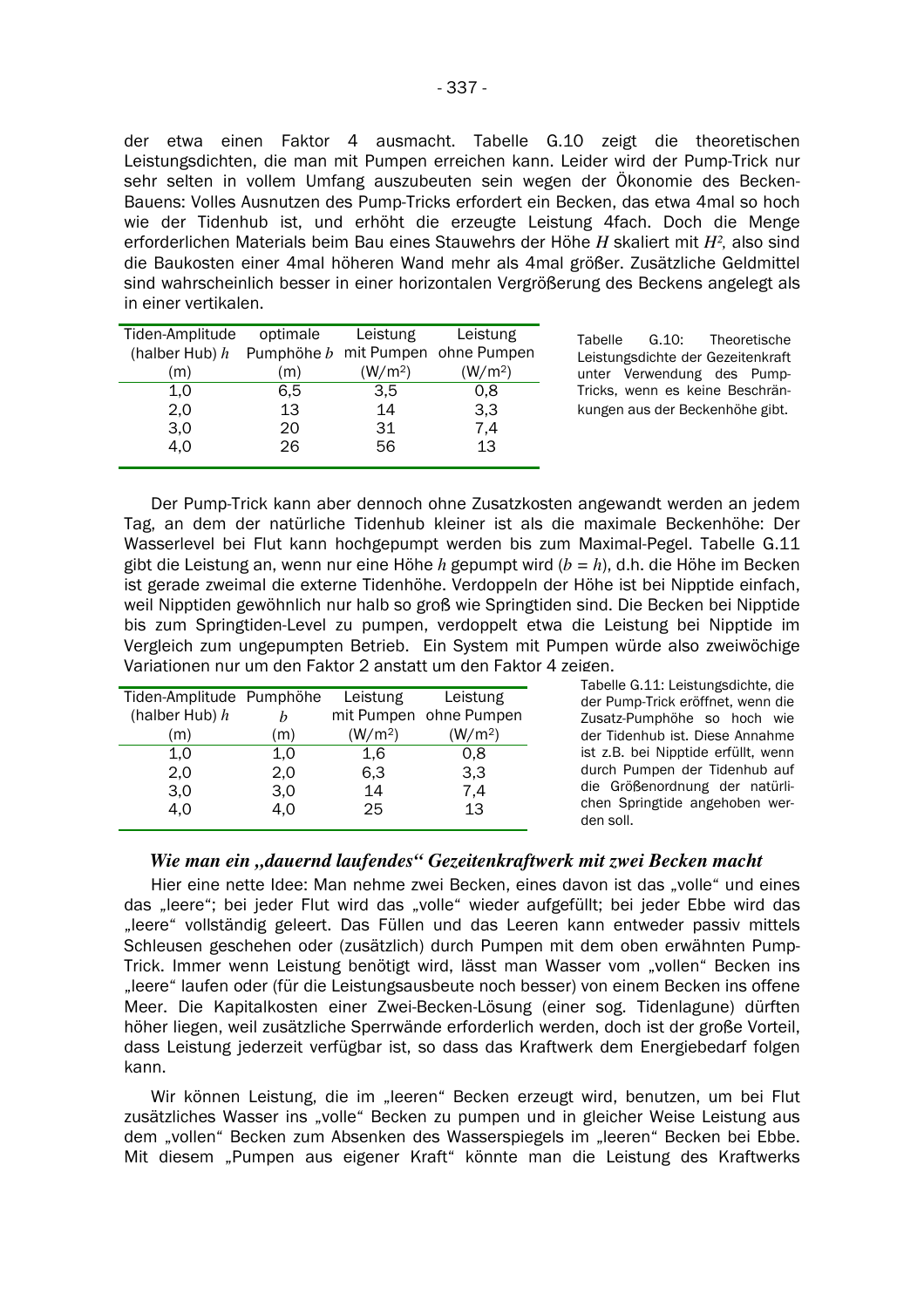der etwa einen Faktor 4 ausmacht. Tabelle G.10 zeigt die theoretischen Leistungsdichten, die man mit Pumpen erreichen kann. Leider wird der Pump-Trick nur sehr selten in vollem Umfang auszubeuten sein wegen der Ökonomie des Becken-Bauens: Volles Ausnutzen des Pump-Tricks erfordert ein Becken, das etwa 4mal so hoch wie der Tidenhub ist, und erhöht die erzeugte Leistung 4fach. Doch die Menge erforderlichen Materials beim Bau eines Stauwehrs der Höhe $H$ skaliert mit $H^2$, also sind die Baukosten einer 4mal höheren Wand mehr als 4mal größer. Zusätzliche Geldmittel sind wahrscheinlich besser in einer horizontalen Vergrößerung des Beckens angelegt als in einer vertikalen.

| Tiden-Amplitude (halber Hub) $h$ (m) | optimale Pumphöhe $b$ (m) | Leistung mit Pumpen (W/m²) | Leistung ohne Pumpen (W/m²) |
|---|---|---|---|
| 1,0 | 6,5 | 3,5 | 0,8 |
| 2,0 | 13 | 14 | 3,3 |
| 3,0 | 20 | 31 | 7,4 |
| 4,0 | 26 | 56 | 13 |

Tabelle G.10: Theoretische Leistungsdichte der Gezeitenkraft unter Verwendung des Pump-Tricks, wenn es keine Beschränkungen aus der Beckenhöhe gibt.

Der Pump-Trick kann aber dennoch ohne Zusatzkosten angewandt werden an jedem Tag, an dem der natürliche Tidenhub kleiner ist als die maximale Beckenhöhe: Der Wasserlevel bei Flut kann hochgepumpt werden bis zum Maximal-Pegel. Tabelle G.11 gibt die Leistung an, wenn nur eine Höhe $h$ gepumpt wird ($b = h$), d.h. die Höhe im Becken ist gerade zweimal die externe Tidenhöhe. Verdoppeln der Höhe ist bei Nipptide einfach, weil Nipptiden gewöhnlich nur halb so groß wie Springtiden sind. Die Becken bei Nipptide bis zum Springtiden-Level zu pumpen, verdoppelt etwa die Leistung bei Nipptide im Vergleich zum ungepumpten Betrieb. Ein System mit Pumpen würde also zweiwöchige Variationen nur um den Faktor 2 anstatt um den Faktor 4 zeigen.

| Tiden-Amplitude (halber Hub) $h$ (m) | Pumphöhe $b$ (m) | Leistung mit Pumpen (W/m²) | Leistung ohne Pumpen (W/m²) |
|---|---|---|---|
| 1,0 | 1,0 | 1,6 | 0,8 |
| 2,0 | 2,0 | 6,3 | 3,3 |
| 3,0 | 3,0 | 14 | 7,4 |
| 4,0 | 4,0 | 25 | 13 |

Tabelle G.11: Leistungsdichte, die der Pump-Trick eröffnet, wenn die Zusatz-Pumphöhe so hoch wie der Tidenhub ist. Diese Annahme ist z.B. bei Nipptide erfüllt, wenn durch Pumpen der Tidenhub auf die Größenordnung der natürlichen Springtide angehoben werden soll.

### *Wie man ein „dauernd laufendes“ Gezeitenkraftwerk mit zwei Becken macht*

Hier eine nette Idee: Man nehme zwei Becken, eines davon ist das „volle“ und eines das „leere“; bei jeder Flut wird das „volle“ wieder aufgefüllt; bei jeder Ebbe wird das „leere“ vollständig geleert. Das Füllen und das Leeren kann entweder passiv mittels Schleusen geschehen oder (zusätzlich) durch Pumpen mit dem oben erwähnten Pump-Trick. Immer wenn Leistung benötigt wird, lässt man Wasser vom „vollen“ Becken ins „leere“ laufen oder (für die Leistungsausbeute noch besser) von einem Becken ins offene Meer. Die Kapitalkosten einer Zwei-Becken-Lösung (einer sog. Tidenlagune) dürften höher liegen, weil zusätzliche Sperrwände erforderlich werden, doch ist der große Vorteil, dass Leistung jederzeit verfügbar ist, so dass das Kraftwerk dem Energiebedarf folgen kann.

Wir können Leistung, die im „leeren“ Becken erzeugt wird, benutzen, um bei Flut zusätzliches Wasser ins „volle“ Becken zu pumpen und in gleicher Weise Leistung aus dem „vollen“ Becken zum Absenken des Wasserspiegels im „leeren“ Becken bei Ebbe. Mit diesem „Pumpen aus eigener Kraft“ könnte man die Leistung des Kraftwerks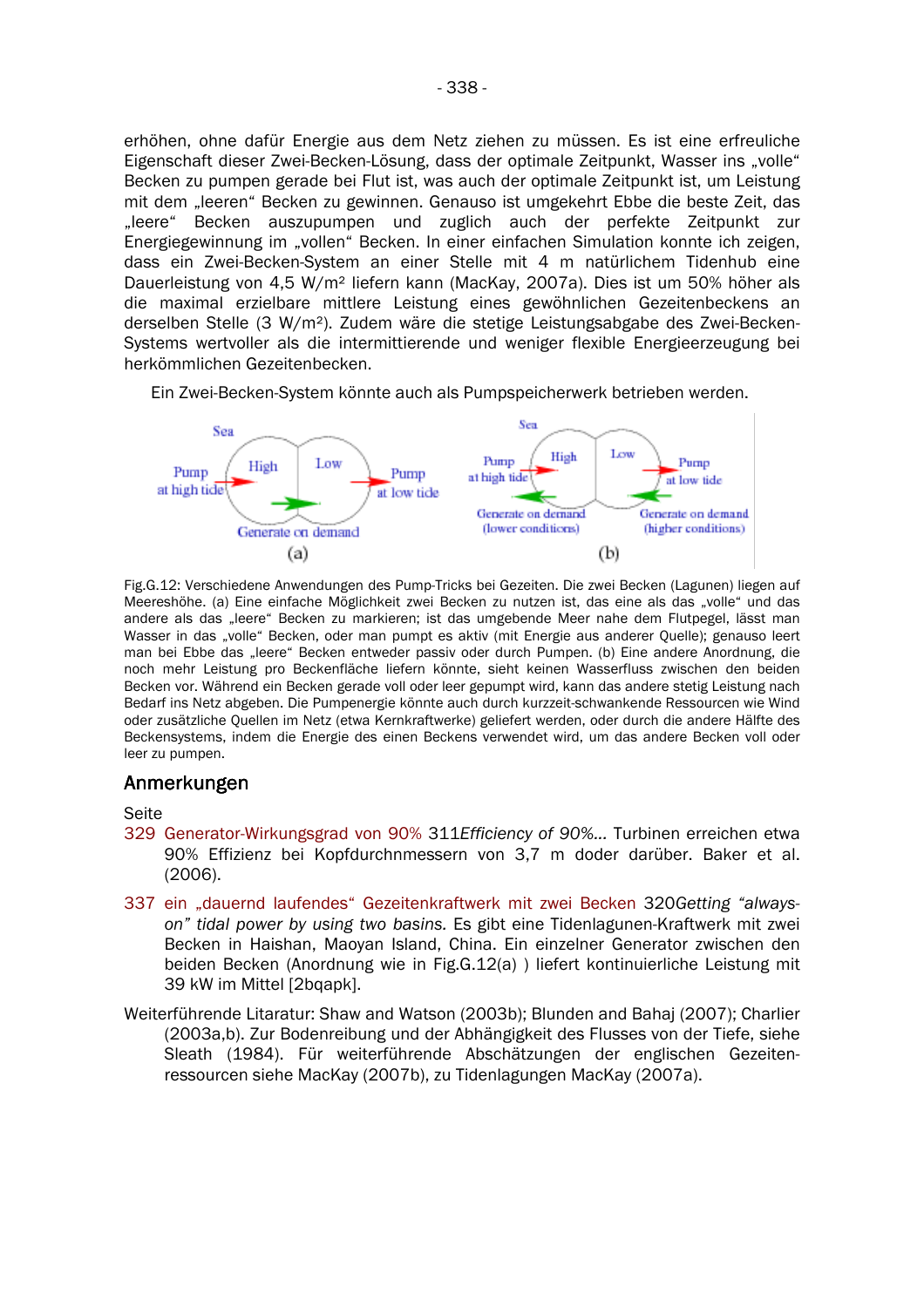erhöhen, ohne dafür Energie aus dem Netz ziehen zu müssen. Es ist eine erfreuliche Eigenschaft dieser Zwei-Becken-Lösung, dass der optimale Zeitpunkt, Wasser ins „volle" Becken zu pumpen gerade bei Flut ist, was auch der optimale Zeitpunkt ist, um Leistung mit dem „leeren" Becken zu gewinnen. Genauso ist umgekehrt Ebbe die beste Zeit, das „leere" Becken auszupumpen und zuglich auch der perfekte Zeitpunkt zur Energiegewinnung im „vollen" Becken. In einer einfachen Simulation konnte ich zeigen, dass ein Zwei-Becken-System an einer Stelle mit 4 m natürlichem Tidenhub eine Dauerleistung von 4,5 W/m² liefern kann (MacKay, 2007a). Dies ist um 50% höher als die maximal erzielbare mittlere Leistung eines gewöhnlichen Gezeitenbeckens an derselben Stelle (3 W/m²). Zudem wäre die stetige Leistungsabgabe des Zwei-Becken-Systems wertvoller als die intermittierende und weniger flexible Energieerzeugung bei herkömmlichen Gezeitenbecken.

Ein Zwei-Becken-System könnte auch als Pumpspeicherwerk betrieben werden.

Sea
High
Low
Pump at high tide
Pump at low tide
Generate on demand
(a)

Sea
High
Low
Pump at high tide
Pump at low tide
Generate on demand (lower conditions)
Generate on demand (higher conditions)
(b)

Fig.G.12: Verschiedene Anwendungen des Pump-Tricks bei Gezeiten. Die zwei Becken (Lagunen) liegen auf Meereshöhe. (a) Eine einfache Möglichkeit zwei Becken zu nutzen ist, das eine als das „volle" und das andere als das „leere" Becken zu markieren; ist das umgebende Meer nahe dem Flutpegel, lässt man Wasser in das „volle" Becken, oder man pumpt es aktiv (mit Energie aus anderer Quelle); genauso leert man bei Ebbe das „leere" Becken entweder passiv oder durch Pumpen. (b) Eine andere Anordnung, die noch mehr Leistung pro Beckenfläche liefern könnte, sieht keinen Wasserfluss zwischen den beiden Becken vor. Während ein Becken gerade voll oder leer gepumpt wird, kann das andere stetig Leistung nach Bedarf ins Netz abgeben. Die Pumpenergie könnte auch durch kurzzeit-schwankende Ressourcen wie Wind oder zusätzliche Quellen im Netz (etwa Kernkraftwerke) geliefert werden, oder durch die andere Hälfte des Beckensystems, indem die Energie des einen Beckens verwendet wird, um das andere Becken voll oder leer zu pumpen.

## Anmerkungen

Seite

329 Generator-Wirkungsgrad von 90% 311*Efficiency of 90%...* Turbinen erreichen etwa 90% Effizienz bei Kopfdurchnmessern von 3,7 m doder darüber. Baker et al. (2006).

337 ein „dauernd laufendes" Gezeitenkraftwerk mit zwei Becken 320*Getting "always-on" tidal power by using two basins.* Es gibt eine Tidenlagunen-Kraftwerk mit zwei Becken in Haishan, Maoyan Island, China. Ein einzelner Generator zwischen den beiden Becken (Anordnung wie in Fig.G.12(a) ) liefert kontinuierliche Leistung mit 39 kW im Mittel [2bqapk].

Weiterführende Litaratur: Shaw and Watson (2003b); Blunden and Bahaj (2007); Charlier (2003a,b). Zur Bodenreibung und der Abhängigkeit des Flusses von der Tiefe, siehe Sleath (1984). Für weiterführende Abschätzungen der englischen Gezeitenressourcen siehe MacKay (2007b), zu Tidenlagungen MacKay (2007a).